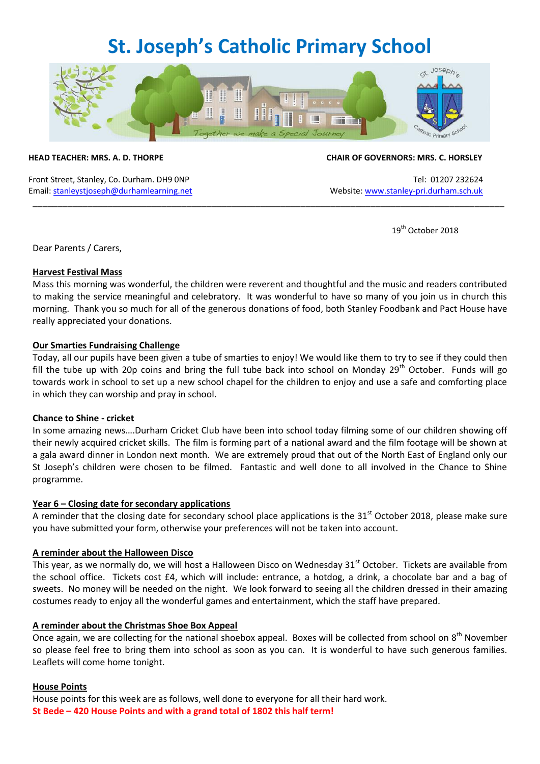# St. Joseph's Catholic Primary School

**HEAD TEACHER: MRS. A. D. THORPE** | **CHAIR OF GOVERNORS: MRS. C. HORSLEY**

Front Street, Stanley, Co. Durham. DH9 0NP
Email: stanleystjoseph@durhamlearning.net

Tel: 01207 232624
Website: www.stanley-pri.durham.sch.uk

---

19th October 2018

Dear Parents / Carers,

## Harvest Festival Mass

Mass this morning was wonderful, the children were reverent and thoughtful and the music and readers contributed to making the service meaningful and celebratory. It was wonderful to have so many of you join us in church this morning. Thank you so much for all of the generous donations of food, both Stanley Foodbank and Pact House have really appreciated your donations.

## Our Smarties Fundraising Challenge

Today, all our pupils have been given a tube of smarties to enjoy! We would like them to try to see if they could then fill the tube up with 20p coins and bring the full tube back into school on Monday 29th October. Funds will go towards work in school to set up a new school chapel for the children to enjoy and use a safe and comforting place in which they can worship and pray in school.

## Chance to Shine - cricket

In some amazing news….Durham Cricket Club have been into school today filming some of our children showing off their newly acquired cricket skills. The film is forming part of a national award and the film footage will be shown at a gala award dinner in London next month. We are extremely proud that out of the North East of England only our St Joseph's children were chosen to be filmed. Fantastic and well done to all involved in the Chance to Shine programme.

## Year 6 – Closing date for secondary applications

A reminder that the closing date for secondary school place applications is the 31st October 2018, please make sure you have submitted your form, otherwise your preferences will not be taken into account.

## A reminder about the Halloween Disco

This year, as we normally do, we will host a Halloween Disco on Wednesday 31st October. Tickets are available from the school office. Tickets cost £4, which will include: entrance, a hotdog, a drink, a chocolate bar and a bag of sweets. No money will be needed on the night. We look forward to seeing all the children dressed in their amazing costumes ready to enjoy all the wonderful games and entertainment, which the staff have prepared.

## A reminder about the Christmas Shoe Box Appeal

Once again, we are collecting for the national shoebox appeal. Boxes will be collected from school on 8th November so please feel free to bring them into school as soon as you can. It is wonderful to have such generous families. Leaflets will come home tonight.

## House Points

House points for this week are as follows, well done to everyone for all their hard work.

**St Bede – 420 House Points and with a grand total of 1802 this half term!**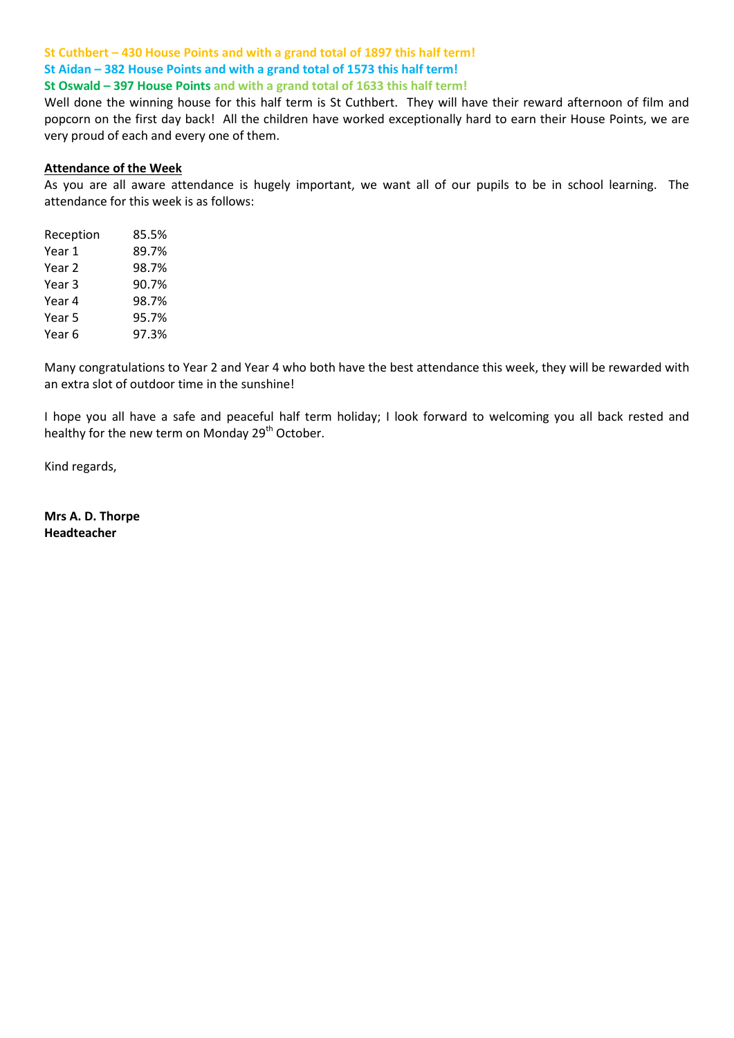**St Cuthbert – 430 House Points and with a grand total of 1897 this half term!**

**St Aidan – 382 House Points and with a grand total of 1573 this half term!**

**St Oswald – 397 House Points and with a grand total of 1633 this half term!**

Well done the winning house for this half term is St Cuthbert. They will have their reward afternoon of film and popcorn on the first day back! All the children have worked exceptionally hard to earn their House Points, we are very proud of each and every one of them.

**Attendance of the Week**

As you are all aware attendance is hugely important, we want all of our pupils to be in school learning. The attendance for this week is as follows:

| | |
|---|---|
| Reception | 85.5% |
| Year 1 | 89.7% |
| Year 2 | 98.7% |
| Year 3 | 90.7% |
| Year 4 | 98.7% |
| Year 5 | 95.7% |
| Year 6 | 97.3% |

Many congratulations to Year 2 and Year 4 who both have the best attendance this week, they will be rewarded with an extra slot of outdoor time in the sunshine!

I hope you all have a safe and peaceful half term holiday; I look forward to welcoming you all back rested and healthy for the new term on Monday 29th October.

Kind regards,

**Mrs A. D. Thorpe**
**Headteacher**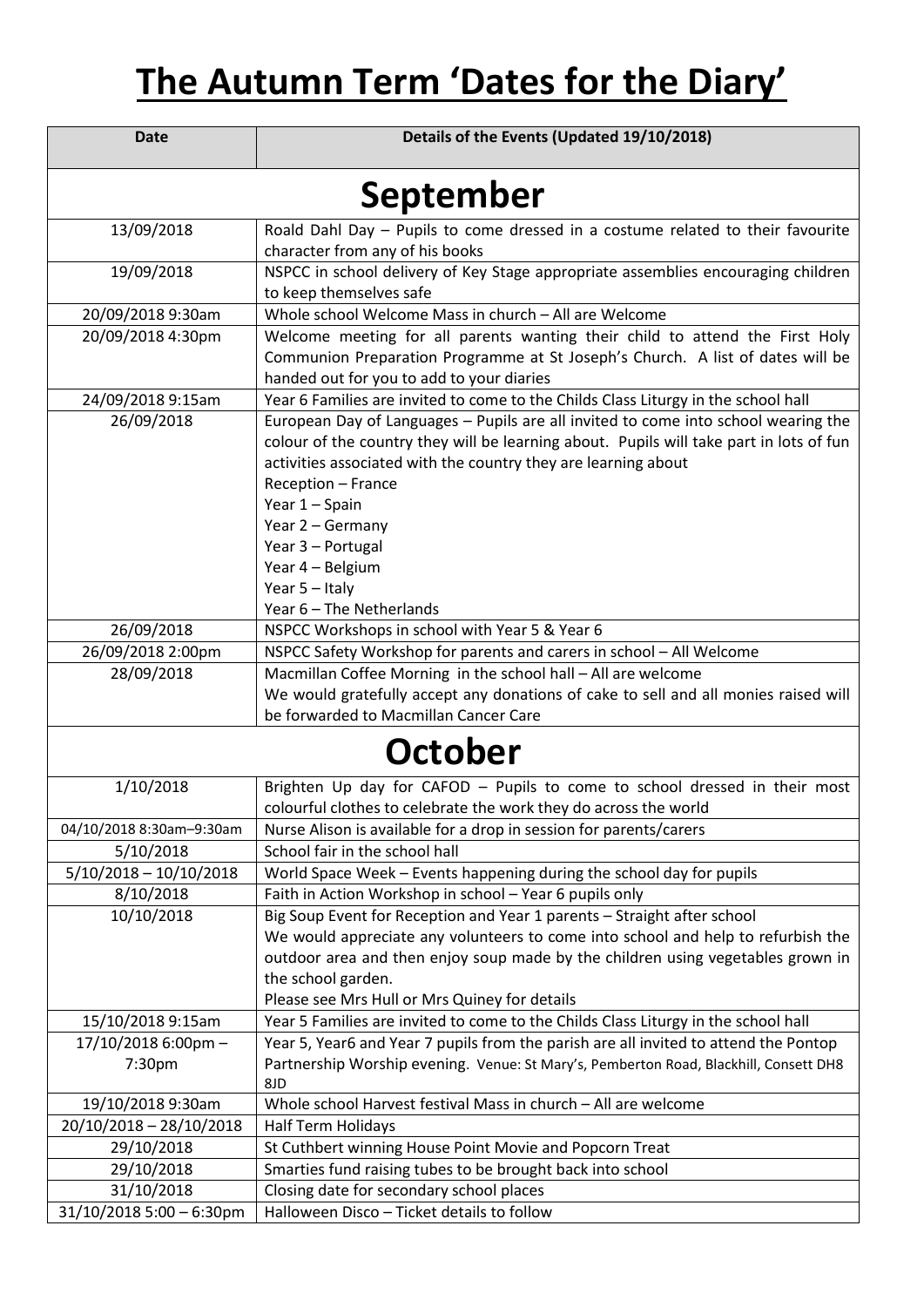# The Autumn Term 'Dates for the Diary'

| Date | Details of the Events (Updated 19/10/2018) |
|---|---|
| **September** | |
| 13/09/2018 | Roald Dahl Day – Pupils to come dressed in a costume related to their favourite character from any of his books |
| 19/09/2018 | NSPCC in school delivery of Key Stage appropriate assemblies encouraging children to keep themselves safe |
| 20/09/2018 9:30am | Whole school Welcome Mass in church – All are Welcome |
| 20/09/2018 4:30pm | Welcome meeting for all parents wanting their child to attend the First Holy Communion Preparation Programme at St Joseph's Church. A list of dates will be handed out for you to add to your diaries |
| 24/09/2018 9:15am | Year 6 Families are invited to come to the Childs Class Liturgy in the school hall |
| 26/09/2018 | European Day of Languages – Pupils are all invited to come into school wearing the colour of the country they will be learning about. Pupils will take part in lots of fun activities associated with the country they are learning about<br>Reception – France<br>Year 1 – Spain<br>Year 2 – Germany<br>Year 3 – Portugal<br>Year 4 – Belgium<br>Year 5 – Italy<br>Year 6 – The Netherlands |
| 26/09/2018 | NSPCC Workshops in school with Year 5 & Year 6 |
| 26/09/2018 2:00pm | NSPCC Safety Workshop for parents and carers in school – All Welcome |
| 28/09/2018 | Macmillan Coffee Morning in the school hall – All are welcome<br>We would gratefully accept any donations of cake to sell and all monies raised will be forwarded to Macmillan Cancer Care |
| **October** | |
| 1/10/2018 | Brighten Up day for CAFOD – Pupils to come to school dressed in their most colourful clothes to celebrate the work they do across the world |
| 04/10/2018 8:30am–9:30am | Nurse Alison is available for a drop in session for parents/carers |
| 5/10/2018 | School fair in the school hall |
| 5/10/2018 – 10/10/2018 | World Space Week – Events happening during the school day for pupils |
| 8/10/2018 | Faith in Action Workshop in school – Year 6 pupils only |
| 10/10/2018 | Big Soup Event for Reception and Year 1 parents – Straight after school<br>We would appreciate any volunteers to come into school and help to refurbish the outdoor area and then enjoy soup made by the children using vegetables grown in the school garden.<br>Please see Mrs Hull or Mrs Quiney for details |
| 15/10/2018 9:15am | Year 5 Families are invited to come to the Childs Class Liturgy in the school hall |
| 17/10/2018 6:00pm – 7:30pm | Year 5, Year6 and Year 7 pupils from the parish are all invited to attend the Pontop Partnership Worship evening. Venue: St Mary's, Pemberton Road, Blackhill, Consett DH8 8JD |
| 19/10/2018 9:30am | Whole school Harvest festival Mass in church – All are welcome |
| 20/10/2018 – 28/10/2018 | Half Term Holidays |
| 29/10/2018 | St Cuthbert winning House Point Movie and Popcorn Treat |
| 29/10/2018 | Smarties fund raising tubes to be brought back into school |
| 31/10/2018 | Closing date for secondary school places |
| 31/10/2018 5:00 – 6:30pm | Halloween Disco – Ticket details to follow |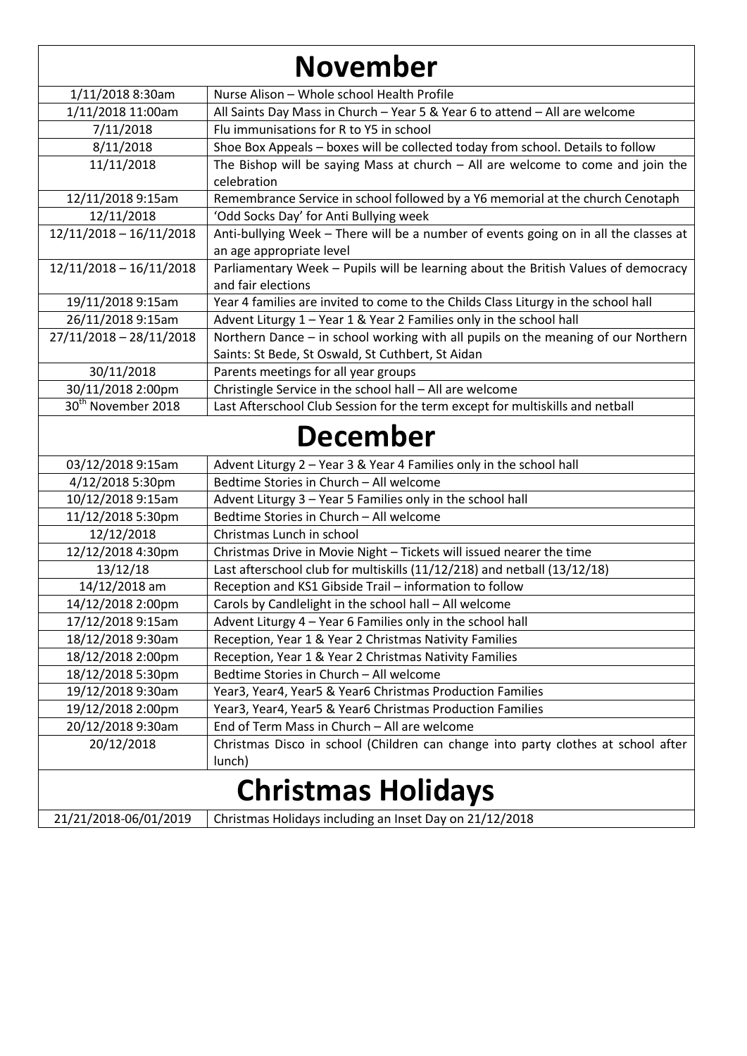# November

| | |
|---|---|
| 1/11/2018 8:30am | Nurse Alison – Whole school Health Profile |
| 1/11/2018 11:00am | All Saints Day Mass in Church – Year 5 & Year 6 to attend – All are welcome |
| 7/11/2018 | Flu immunisations for R to Y5 in school |
| 8/11/2018 | Shoe Box Appeals – boxes will be collected today from school. Details to follow |
| 11/11/2018 | The Bishop will be saying Mass at church – All are welcome to come and join the celebration |
| 12/11/2018 9:15am | Remembrance Service in school followed by a Y6 memorial at the church Cenotaph |
| 12/11/2018 | 'Odd Socks Day' for Anti Bullying week |
| 12/11/2018 – 16/11/2018 | Anti-bullying Week – There will be a number of events going on in all the classes at an age appropriate level |
| 12/11/2018 – 16/11/2018 | Parliamentary Week – Pupils will be learning about the British Values of democracy and fair elections |
| 19/11/2018 9:15am | Year 4 families are invited to come to the Childs Class Liturgy in the school hall |
| 26/11/2018 9:15am | Advent Liturgy 1 – Year 1 & Year 2 Families only in the school hall |
| 27/11/2018 – 28/11/2018 | Northern Dance – in school working with all pupils on the meaning of our Northern Saints: St Bede, St Oswald, St Cuthbert, St Aidan |
| 30/11/2018 | Parents meetings for all year groups |
| 30/11/2018 2:00pm | Christingle Service in the school hall – All are welcome |
| 30th November 2018 | Last Afterschool Club Session for the term except for multiskills and netball |

# December

| | |
|---|---|
| 03/12/2018 9:15am | Advent Liturgy 2 – Year 3 & Year 4 Families only in the school hall |
| 4/12/2018 5:30pm | Bedtime Stories in Church – All welcome |
| 10/12/2018 9:15am | Advent Liturgy 3 – Year 5 Families only in the school hall |
| 11/12/2018 5:30pm | Bedtime Stories in Church – All welcome |
| 12/12/2018 | Christmas Lunch in school |
| 12/12/2018 4:30pm | Christmas Drive in Movie Night – Tickets will issued nearer the time |
| 13/12/18 | Last afterschool club for multiskills (11/12/218) and netball (13/12/18) |
| 14/12/2018 am | Reception and KS1 Gibside Trail – information to follow |
| 14/12/2018 2:00pm | Carols by Candlelight in the school hall – All welcome |
| 17/12/2018 9:15am | Advent Liturgy 4 – Year 6 Families only in the school hall |
| 18/12/2018 9:30am | Reception, Year 1 & Year 2 Christmas Nativity Families |
| 18/12/2018 2:00pm | Reception, Year 1 & Year 2 Christmas Nativity Families |
| 18/12/2018 5:30pm | Bedtime Stories in Church – All welcome |
| 19/12/2018 9:30am | Year3, Year4, Year5 & Year6 Christmas Production Families |
| 19/12/2018 2:00pm | Year3, Year4, Year5 & Year6 Christmas Production Families |
| 20/12/2018 9:30am | End of Term Mass in Church – All are welcome |
| 20/12/2018 | Christmas Disco in school (Children can change into party clothes at school after lunch) |

# Christmas Holidays

| | |
|---|---|
| 21/21/2018-06/01/2019 | Christmas Holidays including an Inset Day on 21/12/2018 |